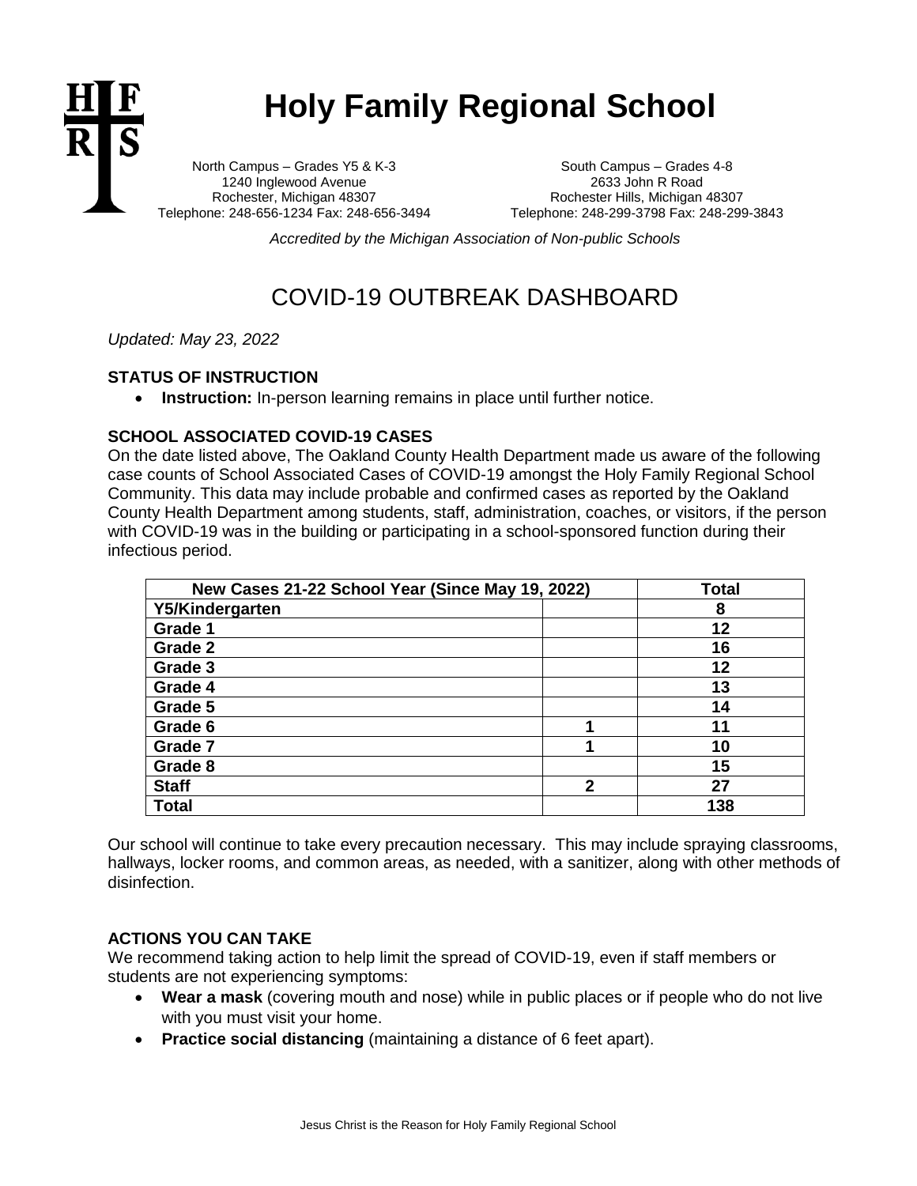# Holy Family Regional School

North Campus – Grades Y5 & K-3
1240 Inglewood Avenue
Rochester, Michigan 48307
Telephone: 248-656-1234 Fax: 248-656-3494

South Campus – Grades 4-8
2633 John R Road
Rochester Hills, Michigan 48307
Telephone: 248-299-3798 Fax: 248-299-3843

*Accredited by the Michigan Association of Non-public Schools*

## COVID-19 OUTBREAK DASHBOARD

*Updated: May 23, 2022*

### STATUS OF INSTRUCTION

- **Instruction:** In-person learning remains in place until further notice.

### SCHOOL ASSOCIATED COVID-19 CASES

On the date listed above, The Oakland County Health Department made us aware of the following case counts of School Associated Cases of COVID-19 amongst the Holy Family Regional School Community. This data may include probable and confirmed cases as reported by the Oakland County Health Department among students, staff, administration, coaches, or visitors, if the person with COVID-19 was in the building or participating in a school-sponsored function during their infectious period.

| New Cases 21-22 School Year (Since May 19, 2022) | | Total |
|---|---|---|
| Y5/Kindergarten | | 8 |
| Grade 1 | | 12 |
| Grade 2 | | 16 |
| Grade 3 | | 12 |
| Grade 4 | | 13 |
| Grade 5 | | 14 |
| Grade 6 | 1 | 11 |
| Grade 7 | 1 | 10 |
| Grade 8 | | 15 |
| Staff | 2 | 27 |
| Total | | 138 |

Our school will continue to take every precaution necessary. This may include spraying classrooms, hallways, locker rooms, and common areas, as needed, with a sanitizer, along with other methods of disinfection.

### ACTIONS YOU CAN TAKE

We recommend taking action to help limit the spread of COVID-19, even if staff members or students are not experiencing symptoms:

- **Wear a mask** (covering mouth and nose) while in public places or if people who do not live with you must visit your home.
- **Practice social distancing** (maintaining a distance of 6 feet apart).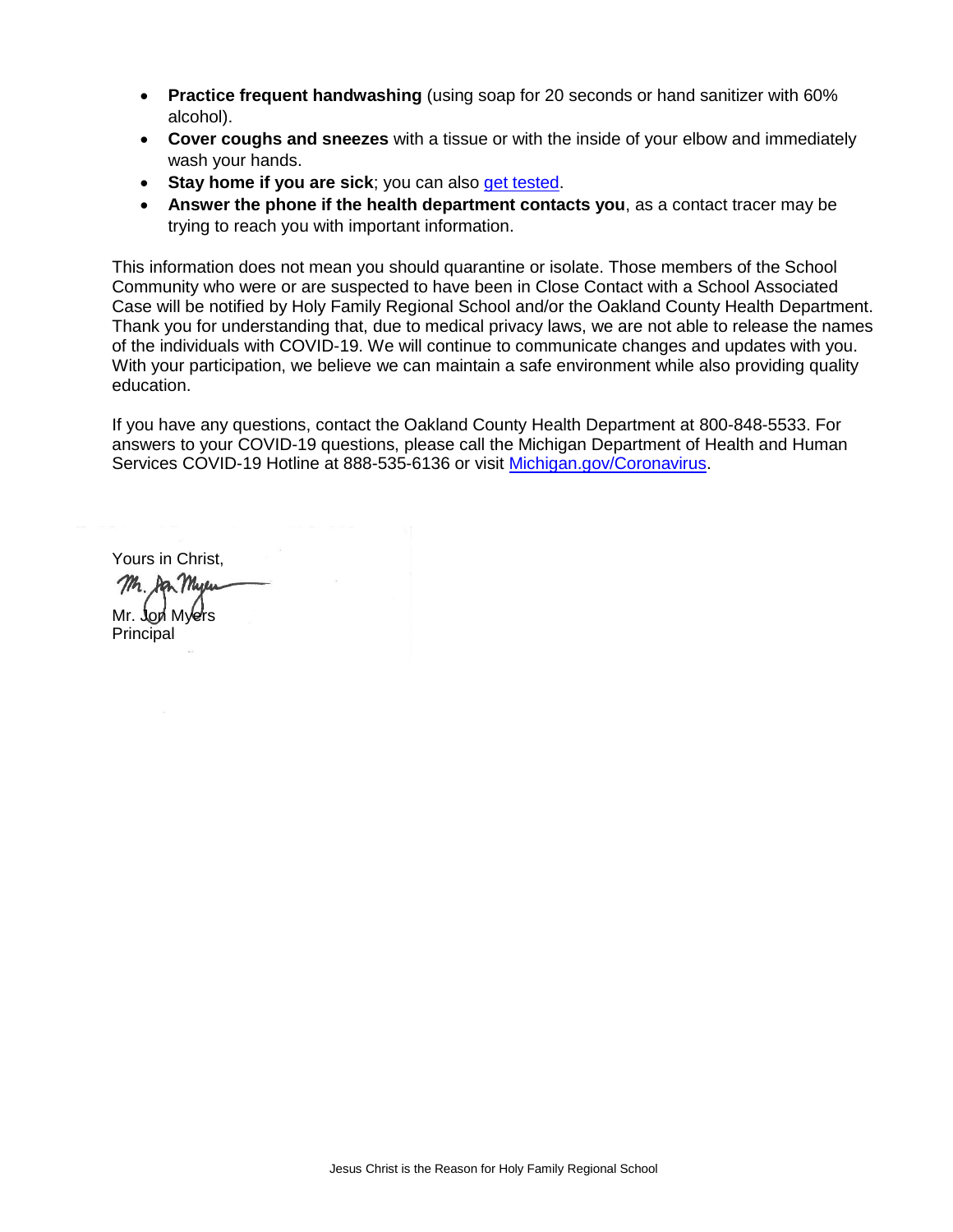- **Practice frequent handwashing** (using soap for 20 seconds or hand sanitizer with 60% alcohol).
- **Cover coughs and sneezes** with a tissue or with the inside of your elbow and immediately wash your hands.
- **Stay home if you are sick**; you can also get tested.
- **Answer the phone if the health department contacts you**, as a contact tracer may be trying to reach you with important information.

This information does not mean you should quarantine or isolate. Those members of the School Community who were or are suspected to have been in Close Contact with a School Associated Case will be notified by Holy Family Regional School and/or the Oakland County Health Department. Thank you for understanding that, due to medical privacy laws, we are not able to release the names of the individuals with COVID-19. We will continue to communicate changes and updates with you. With your participation, we believe we can maintain a safe environment while also providing quality education.

If you have any questions, contact the Oakland County Health Department at 800-848-5533. For answers to your COVID-19 questions, please call the Michigan Department of Health and Human Services COVID-19 Hotline at 888-535-6136 or visit Michigan.gov/Coronavirus.

Yours in Christ,

Mr. Jon Myers
Principal